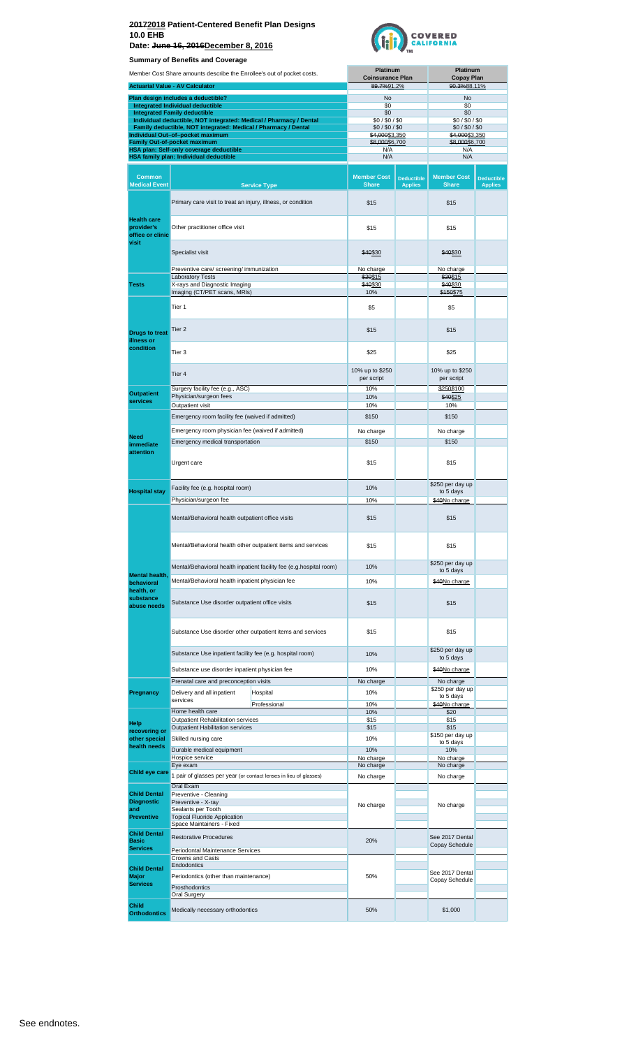# ~~2017~~2018 Patient-Centered Benefit Plan Designs

## 10.0 EHB

## Date: ~~June 16, 2016~~December 8, 2016

**Summary of Benefits and Coverage**

| Member Cost Share amounts describe the Enrollee's out of pocket costs. | | Platinum Coinsurance Plan | | Platinum Copay Plan | |
|---|---|---|---|---|---|
| **Actuarial Value - AV Calculator** | | ~~89.7%~~91.2% | | ~~90.3%~~88.11% | |
| **Plan design includes a deductible?** | | No | | No | |
| **Integrated Individual deductible** | | $0 | | $0 | |
| **Integrated Family deductible** | | $0 | | $0 | |
| **Individual deductible, NOT integrated: Medical / Pharmacy / Dental** | | $0 / $0 / $0 | | $0 / $0 / $0 | |
| **Family deductible, NOT integrated: Medical / Pharmacy / Dental** | | $0 / $0 / $0 | | $0 / $0 / $0 | |
| **Individual Out-of-pocket maximum** | | ~~$4,000~~$3,350 | | ~~$4,000~~$3,350 | |
| **Family Out-of-pocket maximum** | | ~~$8,000~~$6,700 | | ~~$8,000~~$6,700 | |
| **HSA plan: Self-only coverage deductible** | | N/A | | N/A | |
| **HSA family plan: Individual deductible** | | N/A | | N/A | |
| **Common Medical Event** | **Service Type** | **Member Cost Share** | **Deductible Applies** | **Member Cost Share** | **Deductible Applies** |
| **Health care provider's office or clinic visit** | Primary care visit to treat an injury, illness, or condition | $15 | | $15 | |
| | Other practitioner office visit | $15 | | $15 | |
| | Specialist visit | ~~$40~~$30 | | ~~$40~~$30 | |
| | Preventive care/ screening/ immunization | No charge | | No charge | |
| **Tests** | Laboratory Tests | ~~$20~~$15 | | ~~$20~~$15 | |
| | X-rays and Diagnostic Imaging | ~~$40~~$30 | | ~~$40~~$30 | |
| | Imaging (CT/PET scans, MRIs) | 10% | | ~~$150~~$75 | |
| **Drugs to treat illness or condition** | Tier 1 | $5 | | $5 | |
| | Tier 2 | $15 | | $15 | |
| | Tier 3 | $25 | | $25 | |
| | Tier 4 | 10% up to $250 per script | | 10% up to $250 per script | |
| **Outpatient services** | Surgery facility fee (e.g., ASC) | 10% | | ~~$250~~$100 | |
| | Physician/surgeon fees | 10% | | ~~$40~~$25 | |
| | Outpatient visit | 10% | | 10% | |
| **Need immediate attention** | Emergency room facility fee (waived if admitted) | $150 | | $150 | |
| | Emergency room physician fee (waived if admitted) | No charge | | No charge | |
| | Emergency medical transportation | $150 | | $150 | |
| | Urgent care | $15 | | $15 | |
| **Hospital stay** | Facility fee (e.g. hospital room) | 10% | | $250 per day up to 5 days | |
| | Physician/surgeon fee | 10% | | ~~$40~~No charge | |
| **Mental health, behavioral health, or substance abuse needs** | Mental/Behavioral health outpatient office visits | $15 | | $15 | |
| | Mental/Behavioral health other outpatient items and services | $15 | | $15 | |
| | Mental/Behavioral health inpatient facility fee (e.g.hospital room) | 10% | | $250 per day up to 5 days | |
| | Mental/Behavioral health inpatient physician fee | 10% | | ~~$40~~No charge | |
| | Substance Use disorder outpatient office visits | $15 | | $15 | |
| | Substance Use disorder other outpatient items and services | $15 | | $15 | |
| | Substance Use inpatient facility fee (e.g. hospital room) | 10% | | $250 per day up to 5 days | |
| | Substance use disorder inpatient physician fee | 10% | | ~~$40~~No charge | |
| **Pregnancy** | Prenatal care and preconception visits | No charge | | No charge | |
| | Delivery and all inpatient services – Hospital | 10% | | $250 per day up to 5 days | |
| | Delivery and all inpatient services – Professional | 10% | | ~~$40~~No charge | |
| **Help recovering or other special health needs** | Home health care | 10% | | $20 | |
| | Outpatient Rehabilitation services | $15 | | $15 | |
| | Outpatient Habilitation services | $15 | | $15 | |
| | Skilled nursing care | 10% | | $150 per day up to 5 days | |
| | Durable medical equipment | 10% | | 10% | |
| | Hospice service | No charge | | No charge | |
| **Child eye care** | Eye exam | No charge | | No charge | |
| | 1 pair of glasses per year (or contact lenses in lieu of glasses) | No charge | | No charge | |
| **Child Dental Diagnostic and Preventive** | Oral Exam | No charge | | No charge | |
| | Preventive - Cleaning | | | | |
| | Preventive - X-ray | | | | |
| | Sealants per Tooth | | | | |
| | Topical Fluoride Application | | | | |
| | Space Maintainers - Fixed | | | | |
| **Child Dental Basic Services** | Restorative Procedures | 20% | | See 2017 Dental Copay Schedule | |
| | Periodontal Maintenance Services | | | | |
| **Child Dental Major Services** | Crowns and Casts | 50% | | See 2017 Dental Copay Schedule | |
| | Endodontics | | | | |
| | Periodontics (other than maintenance) | | | | |
| | Prosthodontics | | | | |
| | Oral Surgery | | | | |
| **Child Orthodontics** | Medically necessary orthodontics | 50% | | $1,000 | |

See endnotes.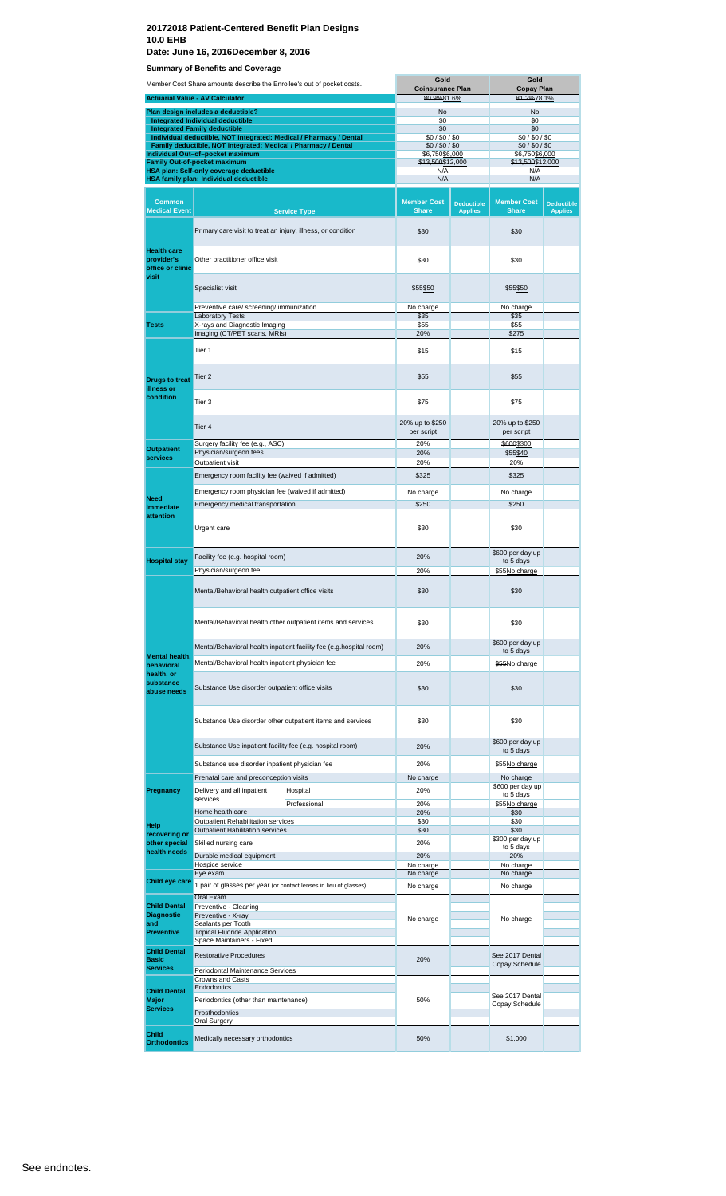## ~~2017~~2018 Patient-Centered Benefit Plan Designs
## 10.0 EHB
## Date: ~~June 16, 2016~~December 8, 2016

### Summary of Benefits and Coverage

| Member Cost Share amounts describe the Enrollee's out of pocket costs. | Gold Coinsurance Plan | Gold Copay Plan |
|---|---|---|
| **Actuarial Value - AV Calculator** | ~~80.9%~~81.6% | ~~81.2%~~78.1% |
| **Plan design includes a deductible?** | No | No |
| **Integrated Individual deductible** | $0 | $0 |
| **Integrated Family deductible** | $0 | $0 |
| **Individual deductible, NOT integrated: Medical / Pharmacy / Dental** | $0 / $0 / $0 | $0 / $0 / $0 |
| **Family deductible, NOT integrated: Medical / Pharmacy / Dental** | $0 / $0 / $0 | $0 / $0 / $0 |
| **Individual Out-of-pocket maximum** | ~~$6,750~~$6,000 | ~~$6,750~~$6,000 |
| **Family Out-of-pocket maximum** | ~~$13,500~~$12,000 | ~~$13,500~~$12,000 |
| **HSA plan: Self-only coverage deductible** | N/A | N/A |
| **HSA family plan: Individual deductible** | N/A | N/A |

| Common Medical Event | Service Type | | Gold Coinsurance: Member Cost Share | Deductible Applies | Gold Copay: Member Cost Share | Deductible Applies |
|---|---|---|---|---|---|---|
| **Health care provider's office or clinic visit** | Primary care visit to treat an injury, illness, or condition | | $30 | | $30 | |
| | Other practitioner office visit | | $30 | | $30 | |
| | Specialist visit | | ~~$55~~$50 | | ~~$55~~$50 | |
| | Preventive care/ screening/ immunization | | No charge | | No charge | |
| **Tests** | Laboratory Tests | | $35 | | $35 | |
| | X-rays and Diagnostic Imaging | | $55 | | $55 | |
| | Imaging (CT/PET scans, MRIs) | | 20% | | $275 | |
| **Drugs to treat illness or condition** | Tier 1 | | $15 | | $15 | |
| | Tier 2 | | $55 | | $55 | |
| | Tier 3 | | $75 | | $75 | |
| | Tier 4 | | 20% up to $250 per script | | 20% up to $250 per script | |
| **Outpatient services** | Surgery facility fee (e.g., ASC) | | 20% | | ~~$600~~$300 | |
| | Physician/surgeon fees | | 20% | | ~~$55~~$40 | |
| | Outpatient visit | | 20% | | 20% | |
| **Need immediate attention** | Emergency room facility fee (waived if admitted) | | $325 | | $325 | |
| | Emergency room physician fee (waived if admitted) | | No charge | | No charge | |
| | Emergency medical transportation | | $250 | | $250 | |
| | Urgent care | | $30 | | $30 | |
| **Hospital stay** | Facility fee (e.g. hospital room) | | 20% | | $600 per day up to 5 days | |
| | Physician/surgeon fee | | 20% | | ~~$55~~No charge | |
| **Mental health, behavioral health, or substance abuse needs** | Mental/Behavioral health outpatient office visits | | $30 | | $30 | |
| | Mental/Behavioral health other outpatient items and services | | $30 | | $30 | |
| | Mental/Behavioral health inpatient facility fee (e.g.hospital room) | | 20% | | $600 per day up to 5 days | |
| | Mental/Behavioral health inpatient physician fee | | 20% | | ~~$55~~No charge | |
| | Substance Use disorder outpatient office visits | | $30 | | $30 | |
| | Substance Use disorder other outpatient items and services | | $30 | | $30 | |
| | Substance Use inpatient facility fee (e.g. hospital room) | | 20% | | $600 per day up to 5 days | |
| | Substance use disorder inpatient physician fee | | 20% | | ~~$55~~No charge | |
| **Pregnancy** | Prenatal care and preconception visits | | No charge | | No charge | |
| | Delivery and all inpatient services | Hospital | 20% | | $600 per day up to 5 days | |
| | | Professional | 20% | | ~~$55~~No charge | |
| **Help recovering or other special health needs** | Home health care | | 20% | | $30 | |
| | Outpatient Rehabilitation services | | $30 | | $30 | |
| | Outpatient Habilitation services | | $30 | | $30 | |
| | Skilled nursing care | | 20% | | $300 per day up to 5 days | |
| | Durable medical equipment | | 20% | | 20% | |
| | Hospice service | | No charge | | No charge | |
| **Child eye care** | Eye exam | | No charge | | No charge | |
| | 1 pair of glasses per year (or contact lenses in lieu of glasses) | | No charge | | No charge | |
| **Child Dental Diagnostic and Preventive** | Oral Exam | | No charge | | No charge | |
| | Preventive - Cleaning | | | | | |
| | Preventive - X-ray | | | | | |
| | Sealants per Tooth | | | | | |
| | Topical Fluoride Application | | | | | |
| | Space Maintainers - Fixed | | | | | |
| **Child Dental Basic Services** | Restorative Procedures | | 20% | | See 2017 Dental Copay Schedule | |
| | Periodontal Maintenance Services | | | | | |
| **Child Dental Major Services** | Crowns and Casts | | 50% | | See 2017 Dental Copay Schedule | |
| | Endodontics | | | | | |
| | Periodontics (other than maintenance) | | | | | |
| | Prosthodontics | | | | | |
| | Oral Surgery | | | | | |
| **Child Orthodontics** | Medically necessary orthodontics | | 50% | | $1,000 | |

See endnotes.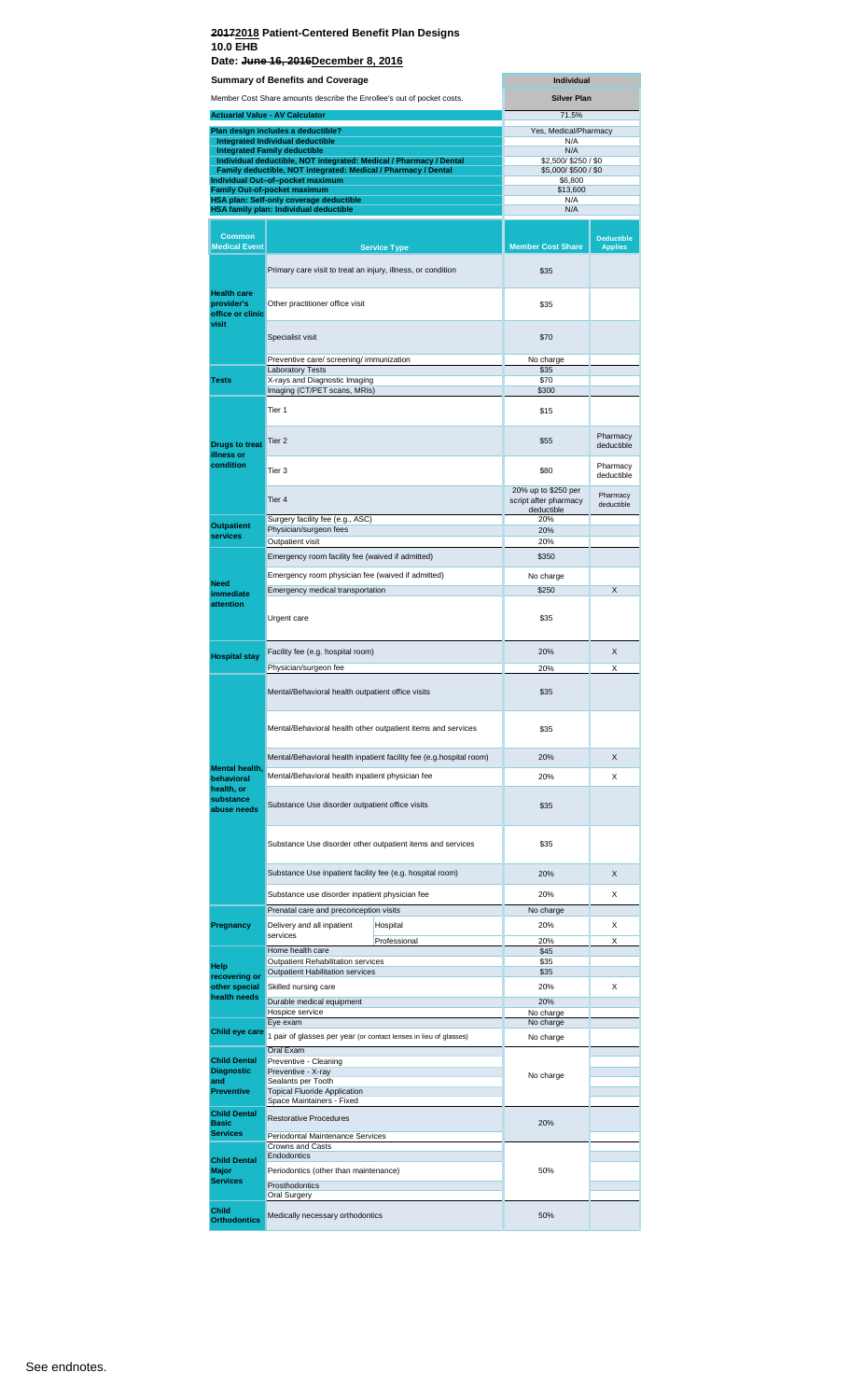**~~2017~~2018 Patient-Centered Benefit Plan Designs**
**10.0 EHB**
**Date: ~~June 16, 2016~~December 8, 2016**

| Summary of Benefits and Coverage | Individual |
|---|---|
| Member Cost Share amounts describe the Enrollee's out of pocket costs. | Silver Plan |
| Actuarial Value - AV Calculator | 71.5% |
| Plan design includes a deductible? | Yes, Medical/Pharmacy |
| Integrated Individual deductible | N/A |
| Integrated Family deductible | N/A |
| Individual deductible, NOT integrated: Medical / Pharmacy / Dental | $2,500/ $250 / $0 |
| Family deductible, NOT integrated: Medical / Pharmacy / Dental | $5,000/ $500 / $0 |
| Individual Out–of–pocket maximum | $6,800 |
| Family Out-of-pocket maximum | $13,600 |
| HSA plan: Self-only coverage deductible | N/A |
| HSA family plan: Individual deductible | N/A |

| Common Medical Event | Service Type | | Member Cost Share | Deductible Applies |
|---|---|---|---|---|
| Health care provider's office or clinic visit | Primary care visit to treat an injury, illness, or condition | | $35 | |
| | Other practitioner office visit | | $35 | |
| | Specialist visit | | $70 | |
| | Preventive care/ screening/ immunization | | No charge | |
| Tests | Laboratory Tests | | $35 | |
| | X-rays and Diagnostic Imaging | | $70 | |
| | Imaging (CT/PET scans, MRIs) | | $300 | |
| Drugs to treat illness or condition | Tier 1 | | $15 | |
| | Tier 2 | | $55 | Pharmacy deductible |
| | Tier 3 | | $80 | Pharmacy deductible |
| | Tier 4 | | 20% up to $250 per script after pharmacy deductible | Pharmacy deductible |
| Outpatient services | Surgery facility fee (e.g., ASC) | | 20% | |
| | Physician/surgeon fees | | 20% | |
| | Outpatient visit | | 20% | |
| Need immediate attention | Emergency room facility fee (waived if admitted) | | $350 | |
| | Emergency room physician fee (waived if admitted) | | No charge | |
| | Emergency medical transportation | | $250 | X |
| | Urgent care | | $35 | |
| Hospital stay | Facility fee (e.g. hospital room) | | 20% | X |
| | Physician/surgeon fee | | 20% | X |
| Mental health, behavioral health, or substance abuse needs | Mental/Behavioral health outpatient office visits | | $35 | |
| | Mental/Behavioral health other outpatient items and services | | $35 | |
| | Mental/Behavioral health inpatient facility fee (e.g.hospital room) | | 20% | X |
| | Mental/Behavioral health inpatient physician fee | | 20% | X |
| | Substance Use disorder outpatient office visits | | $35 | |
| | Substance Use disorder other outpatient items and services | | $35 | |
| | Substance Use inpatient facility fee (e.g. hospital room) | | 20% | X |
| | Substance use disorder inpatient physician fee | | 20% | X |
| Pregnancy | Prenatal care and preconception visits | | No charge | |
| | Delivery and all inpatient services | Hospital | 20% | X |
| | | Professional | 20% | X |
| Help recovering or other special health needs | Home health care | | $45 | |
| | Outpatient Rehabilitation services | | $35 | |
| | Outpatient Habilitation services | | $35 | |
| | Skilled nursing care | | 20% | X |
| | Durable medical equipment | | 20% | |
| | Hospice service | | No charge | |
| Child eye care | Eye exam | | No charge | |
| | 1 pair of glasses per year (or contact lenses in lieu of glasses) | | No charge | |
| Child Dental Diagnostic and Preventive | Oral Exam | | No charge | |
| | Preventive - Cleaning | | | |
| | Preventive - X-ray | | | |
| | Sealants per Tooth | | | |
| | Topical Fluoride Application | | | |
| | Space Maintainers - Fixed | | | |
| Child Dental Basic Services | Restorative Procedures | | 20% | |
| | Periodontal Maintenance Services | | | |
| Child Dental Major Services | Crowns and Casts | | 50% | |
| | Endodontics | | | |
| | Periodontics (other than maintenance) | | | |
| | Prosthodontics | | | |
| | Oral Surgery | | | |
| Child Orthodontics | Medically necessary orthodontics | | 50% | |

See endnotes.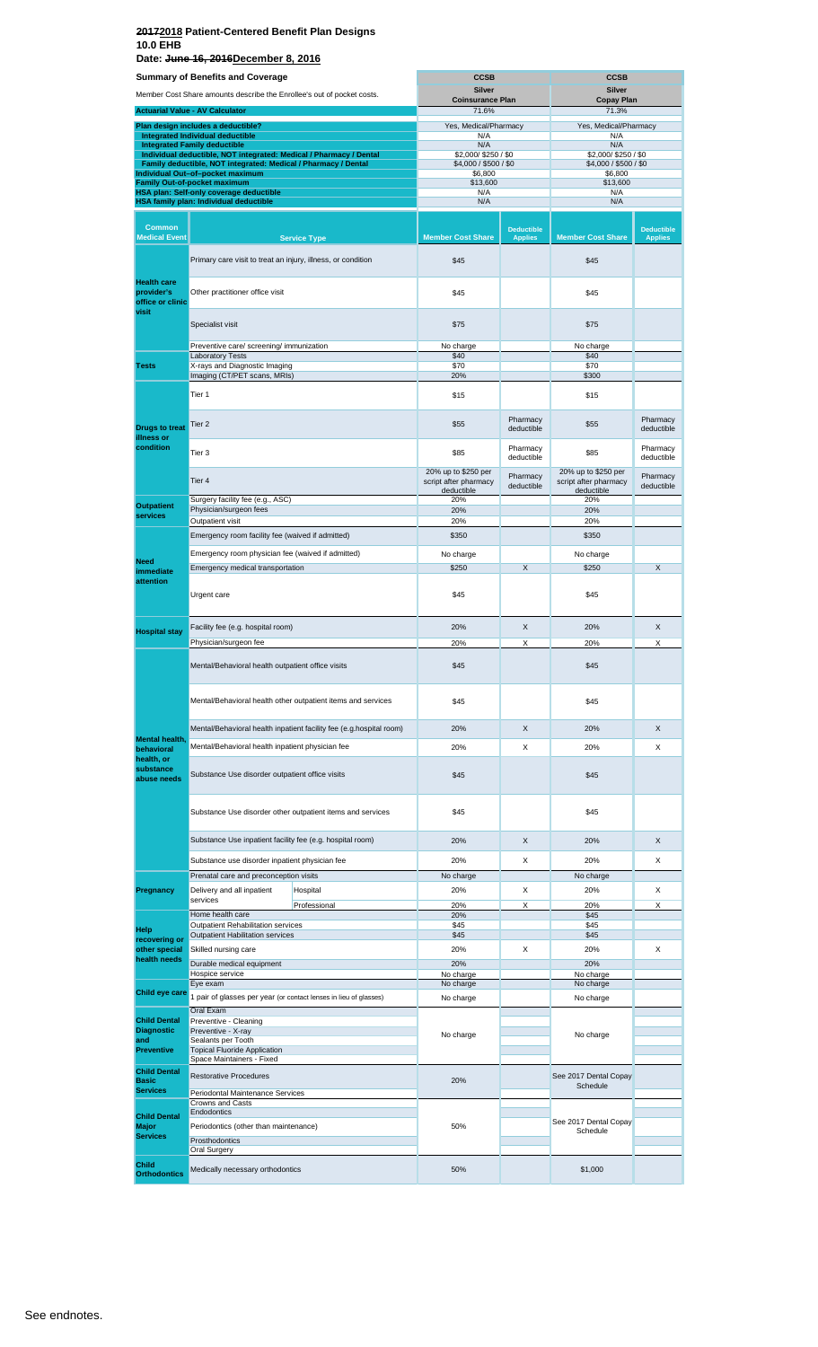# ~~2017~~2018 Patient-Centered Benefit Plan Designs
## 10.0 EHB
### Date: ~~June 16, 2016~~December 8, 2016

| Summary of Benefits and Coverage | | | CCSB | | CCSB | |
|---|---|---|---|---|---|---|
| Member Cost Share amounts describe the Enrollee's out of pocket costs. | | | Silver Coinsurance Plan | | Silver Copay Plan | |
| **Actuarial Value - AV Calculator** | | | 71.6% | | 71.3% | |
| **Plan design includes a deductible?** | | | Yes, Medical/Pharmacy | | Yes, Medical/Pharmacy | |
| **Integrated Individual deductible** | | | N/A | | N/A | |
| **Integrated Family deductible** | | | N/A | | N/A | |
| **Individual deductible, NOT integrated: Medical / Pharmacy / Dental** | | | $2,000/ $250 / $0 | | $2,000/ $250 / $0 | |
| **Family deductible, NOT integrated: Medical / Pharmacy / Dental** | | | $4,000 / $500 / $0 | | $4,000 / $500 / $0 | |
| **Individual Out–of–pocket maximum** | | | $6,800 | | $6,800 | |
| **Family Out-of-pocket maximum** | | | $13,600 | | $13,600 | |
| **HSA plan: Self-only coverage deductible** | | | N/A | | N/A | |
| **HSA family plan: Individual deductible** | | | N/A | | N/A | |
| **Common Medical Event** | **Service Type** | | **Member Cost Share** | **Deductible Applies** | **Member Cost Share** | **Deductible Applies** |
| **Health care provider's office or clinic visit** | Primary care visit to treat an injury, illness, or condition | | $45 | | $45 | |
| | Other practitioner office visit | | $45 | | $45 | |
| | Specialist visit | | $75 | | $75 | |
| | Preventive care/ screening/ immunization | | No charge | | No charge | |
| **Tests** | Laboratory Tests | | $40 | | $40 | |
| | X-rays and Diagnostic Imaging | | $70 | | $70 | |
| | Imaging (CT/PET scans, MRIs) | | 20% | | $300 | |
| **Drugs to treat illness or condition** | Tier 1 | | $15 | | $15 | |
| | Tier 2 | | $55 | Pharmacy deductible | $55 | Pharmacy deductible |
| | Tier 3 | | $85 | Pharmacy deductible | $85 | Pharmacy deductible |
| | Tier 4 | | 20% up to $250 per script after pharmacy deductible | Pharmacy deductible | 20% up to $250 per script after pharmacy deductible | Pharmacy deductible |
| **Outpatient services** | Surgery facility fee (e.g., ASC) | | 20% | | 20% | |
| | Physician/surgeon fees | | 20% | | 20% | |
| | Outpatient visit | | 20% | | 20% | |
| **Need immediate attention** | Emergency room facility fee (waived if admitted) | | $350 | | $350 | |
| | Emergency room physician fee (waived if admitted) | | No charge | | No charge | |
| | Emergency medical transportation | | $250 | X | $250 | X |
| | Urgent care | | $45 | | $45 | |
| **Hospital stay** | Facility fee (e.g. hospital room) | | 20% | X | 20% | X |
| | Physician/surgeon fee | | 20% | X | 20% | X |
| **Mental health, behavioral health, or substance abuse needs** | Mental/Behavioral health outpatient office visits | | $45 | | $45 | |
| | Mental/Behavioral health other outpatient items and services | | $45 | | $45 | |
| | Mental/Behavioral health inpatient facility fee (e.g.hospital room) | | 20% | X | 20% | X |
| | Mental/Behavioral health inpatient physician fee | | 20% | X | 20% | X |
| | Substance Use disorder outpatient office visits | | $45 | | $45 | |
| | Substance Use disorder other outpatient items and services | | $45 | | $45 | |
| | Substance Use inpatient facility fee (e.g. hospital room) | | 20% | X | 20% | X |
| | Substance use disorder inpatient physician fee | | 20% | X | 20% | X |
| **Pregnancy** | Prenatal care and preconception visits | | No charge | | No charge | |
| | Delivery and all inpatient services | Hospital | 20% | X | 20% | X |
| | | Professional | 20% | X | 20% | X |
| **Help recovering or other special health needs** | Home health care | | 20% | | $45 | |
| | Outpatient Rehabilitation services | | $45 | | $45 | |
| | Outpatient Habilitation services | | $45 | | $45 | |
| | Skilled nursing care | | 20% | X | 20% | X |
| | Durable medical equipment | | 20% | | 20% | |
| | Hospice service | | No charge | | No charge | |
| **Child eye care** | Eye exam | | No charge | | No charge | |
| | 1 pair of glasses per year (or contact lenses in lieu of glasses) | | No charge | | No charge | |
| **Child Dental Diagnostic and Preventive** | Oral Exam | | No charge | | No charge | |
| | Preventive - Cleaning | | | | | |
| | Preventive - X-ray | | | | | |
| | Sealants per Tooth | | | | | |
| | Topical Fluoride Application | | | | | |
| | Space Maintainers - Fixed | | | | | |
| **Child Dental Basic Services** | Restorative Procedures | | 20% | | See 2017 Dental Copay Schedule | |
| | Periodontal Maintenance Services | | | | | |
| **Child Dental Major Services** | Crowns and Casts | | 50% | | See 2017 Dental Copay Schedule | |
| | Endodontics | | | | | |
| | Periodontics (other than maintenance) | | | | | |
| | Prosthodontics | | | | | |
| | Oral Surgery | | | | | |
| **Child Orthodontics** | Medically necessary orthodontics | | 50% | | $1,000 | |

See endnotes.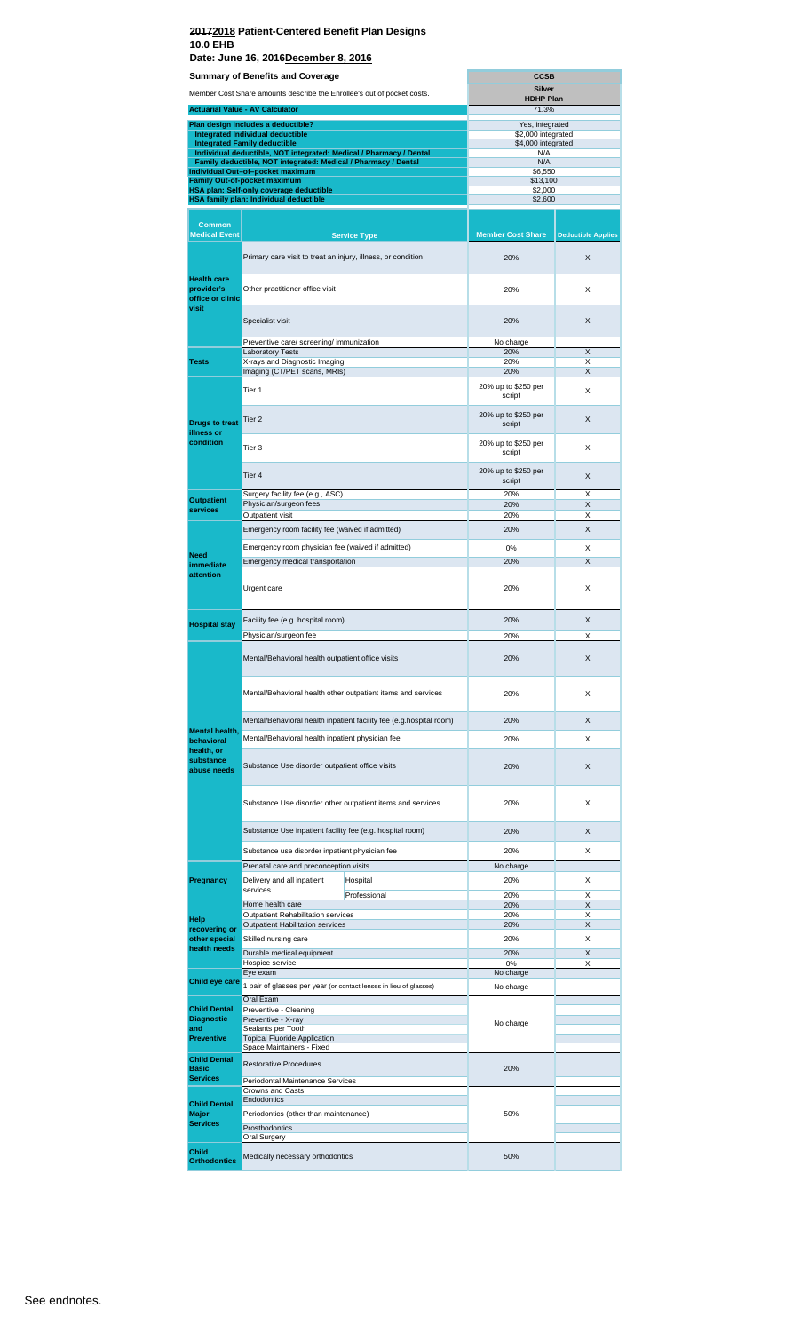# ~~2017~~2018 Patient-Centered Benefit Plan Designs
## 10.0 EHB
## Date: ~~June 16, 2016~~December 8, 2016

| Summary of Benefits and Coverage | CCSB |
|---|---|
| Member Cost Share amounts describe the Enrollee's out of pocket costs. | Silver HDHP Plan |
| Actuarial Value - AV Calculator | 71.3% |
| Plan design includes a deductible? | Yes, integrated |
| Integrated Individual deductible | $2,000 integrated |
| Integrated Family deductible | $4,000 integrated |
| Individual deductible, NOT integrated: Medical / Pharmacy / Dental | N/A |
| Family deductible, NOT integrated: Medical / Pharmacy / Dental | N/A |
| Individual Out–of–pocket maximum | $6,550 |
| Family Out-of-pocket maximum | $13,100 |
| HSA plan: Self-only coverage deductible | $2,000 |
| HSA family plan: Individual deductible | $2,600 |

| Common Medical Event | Service Type | | Member Cost Share | Deductible Applies |
|---|---|---|---|---|
| Health care provider's office or clinic visit | Primary care visit to treat an injury, illness, or condition | | 20% | X |
| | Other practitioner office visit | | 20% | X |
| | Specialist visit | | 20% | X |
| | Preventive care/ screening/ immunization | | No charge | |
| Tests | Laboratory Tests | | 20% | X |
| | X-rays and Diagnostic Imaging | | 20% | X |
| | Imaging (CT/PET scans, MRIs) | | 20% | X |
| Drugs to treat illness or condition | Tier 1 | | 20% up to $250 per script | X |
| | Tier 2 | | 20% up to $250 per script | X |
| | Tier 3 | | 20% up to $250 per script | X |
| | Tier 4 | | 20% up to $250 per script | X |
| Outpatient services | Surgery facility fee (e.g., ASC) | | 20% | X |
| | Physician/surgeon fees | | 20% | X |
| | Outpatient visit | | 20% | X |
| Need immediate attention | Emergency room facility fee (waived if admitted) | | 20% | X |
| | Emergency room physician fee (waived if admitted) | | 0% | X |
| | Emergency medical transportation | | 20% | X |
| | Urgent care | | 20% | X |
| Hospital stay | Facility fee (e.g. hospital room) | | 20% | X |
| | Physician/surgeon fee | | 20% | X |
| Mental health, behavioral health, or substance abuse needs | Mental/Behavioral health outpatient office visits | | 20% | X |
| | Mental/Behavioral health other outpatient items and services | | 20% | X |
| | Mental/Behavioral health inpatient facility fee (e.g.hospital room) | | 20% | X |
| | Mental/Behavioral health inpatient physician fee | | 20% | X |
| | Substance Use disorder outpatient office visits | | 20% | X |
| | Substance Use disorder other outpatient items and services | | 20% | X |
| | Substance Use inpatient facility fee (e.g. hospital room) | | 20% | X |
| | Substance use disorder inpatient physician fee | | 20% | X |
| Pregnancy | Prenatal care and preconception visits | | No charge | |
| | Delivery and all inpatient services | Hospital | 20% | X |
| | | Professional | 20% | X |
| Help recovering or other special health needs | Home health care | | 20% | X |
| | Outpatient Rehabilitation services | | 20% | X |
| | Outpatient Habilitation services | | 20% | X |
| | Skilled nursing care | | 20% | X |
| | Durable medical equipment | | 20% | X |
| | Hospice service | | 0% | X |
| Child eye care | Eye exam | | No charge | |
| | 1 pair of glasses per year (or contact lenses in lieu of glasses) | | No charge | |
| Child Dental Diagnostic and Preventive | Oral Exam | | No charge | |
| | Preventive - Cleaning | | | |
| | Preventive - X-ray | | | |
| | Sealants per Tooth | | | |
| | Topical Fluoride Application | | | |
| | Space Maintainers - Fixed | | | |
| Child Dental Basic Services | Restorative Procedures | | 20% | |
| | Periodontal Maintenance Services | | | |
| Child Dental Major Services | Crowns and Casts | | 50% | |
| | Endodontics | | | |
| | Periodontics (other than maintenance) | | | |
| | Prosthodontics | | | |
| | Oral Surgery | | | |
| Child Orthodontics | Medically necessary orthodontics | | 50% | |

See endnotes.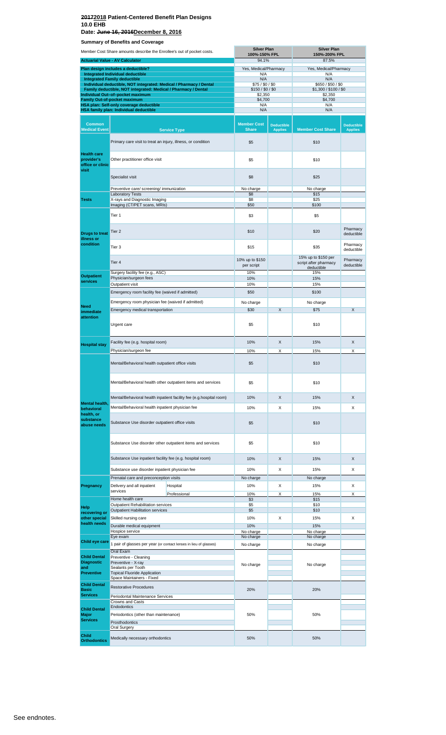# ~~2017~~2018 Patient-Centered Benefit Plan Designs
## 10.0 EHB
## Date: ~~June 16, 2016~~December 8, 2016

### Summary of Benefits and Coverage

| Member Cost Share amounts describe the Enrollee's out of pocket costs. | Silver Plan 100%-150% FPL | Silver Plan 150%-200% FPL |
|---|---|---|
| **Actuarial Value - AV Calculator** | 94.1% | 87.5% |
| **Plan design includes a deductible?** | Yes, Medical/Pharmacy | Yes, Medical/Pharmacy |
| **Integrated Individual deductible** | N/A | N/A |
| **Integrated Family deductible** | N/A | N/A |
| **Individual deductible, NOT integrated: Medical / Pharmacy / Dental** | $75 / $0 / $0 | $650 / $50 / $0 |
| **Family deductible, NOT integrated: Medical / Pharmacy / Dental** | $150 / $0 / $0 | $1,300 / $100 / $0 |
| **Individual Out-of-pocket maximum** | $2,350 | $2,350 |
| **Family Out-of-pocket maximum** | $4,700 | $4,700 |
| **HSA plan: Self-only coverage deductible** | N/A | N/A |
| **HSA family plan: Individual deductible** | N/A | N/A |

| Common Medical Event | Service Type | | Member Cost Share | Deductible Applies | Member Cost Share | Deductible Applies |
|---|---|---|---|---|---|---|
| Health care provider's office or clinic visit | Primary care visit to treat an injury, illness, or condition | | $5 | | $10 | |
| | Other practitioner office visit | | $5 | | $10 | |
| | Specialist visit | | $8 | | $25 | |
| | Preventive care/ screening/ immunization | | No charge | | No charge | |
| Tests | Laboratory Tests | | $8 | | $15 | |
| | X-rays and Diagnostic Imaging | | $8 | | $25 | |
| | Imaging (CT/PET scans, MRIs) | | $50 | | $100 | |
| Drugs to treat illness or condition | Tier 1 | | $3 | | $5 | |
| | Tier 2 | | $10 | | $20 | Pharmacy deductible |
| | Tier 3 | | $15 | | $35 | Pharmacy deductible |
| | Tier 4 | | 10% up to $150 per script | | 15% up to $150 per script after pharmacy deductible | Pharmacy deductible |
| Outpatient services | Surgery facility fee (e.g., ASC) | | 10% | | 15% | |
| | Physician/surgeon fees | | 10% | | 15% | |
| | Outpatient visit | | 10% | | 15% | |
| Need immediate attention | Emergency room facility fee (waived if admitted) | | $50 | | $100 | |
| | Emergency room physician fee (waived if admitted) | | No charge | | No charge | |
| | Emergency medical transportation | | $30 | X | $75 | X |
| | Urgent care | | $5 | | $10 | |
| Hospital stay | Facility fee (e.g. hospital room) | | 10% | X | 15% | X |
| | Physician/surgeon fee | | 10% | X | 15% | X |
| Mental health, behavioral health, or substance abuse needs | Mental/Behavioral health outpatient office visits | | $5 | | $10 | |
| | Mental/Behavioral health other outpatient items and services | | $5 | | $10 | |
| | Mental/Behavioral health inpatient facility fee (e.g.hospital room) | | 10% | X | 15% | X |
| | Mental/Behavioral health inpatient physician fee | | 10% | X | 15% | X |
| | Substance Use disorder outpatient office visits | | $5 | | $10 | |
| | Substance Use disorder other outpatient items and services | | $5 | | $10 | |
| | Substance Use inpatient facility fee (e.g. hospital room) | | 10% | X | 15% | X |
| | Substance use disorder inpatient physician fee | | 10% | X | 15% | X |
| Pregnancy | Prenatal care and preconception visits | | No charge | | No charge | |
| | Delivery and all inpatient services | Hospital | 10% | X | 15% | X |
| | | Professional | 10% | X | 15% | X |
| Help recovering or other special health needs | Home health care | | $3 | | $15 | |
| | Outpatient Rehabilitation services | | $5 | | $10 | |
| | Outpatient Habilitation services | | $5 | | $10 | |
| | Skilled nursing care | | 10% | X | 15% | X |
| | Durable medical equipment | | 10% | | 15% | |
| | Hospice service | | No charge | | No charge | |
| Child eye care | Eye exam | | No charge | | No charge | |
| | 1 pair of glasses per year (or contact lenses in lieu of glasses) | | No charge | | No charge | |
| Child Dental Diagnostic and Preventive | Oral Exam | | No charge | | No charge | |
| | Preventive - Cleaning | | | | | |
| | Preventive - X-ray | | | | | |
| | Sealants per Tooth | | | | | |
| | Topical Fluoride Application | | | | | |
| | Space Maintainers - Fixed | | | | | |
| Child Dental Basic Services | Restorative Procedures | | 20% | | 20% | |
| | Periodontal Maintenance Services | | | | | |
| Child Dental Major Services | Crowns and Casts | | 50% | | 50% | |
| | Endodontics | | | | | |
| | Periodontics (other than maintenance) | | | | | |
| | Prosthodontics | | | | | |
| | Oral Surgery | | | | | |
| Child Orthodontics | Medically necessary orthodontics | | 50% | | 50% | |

See endnotes.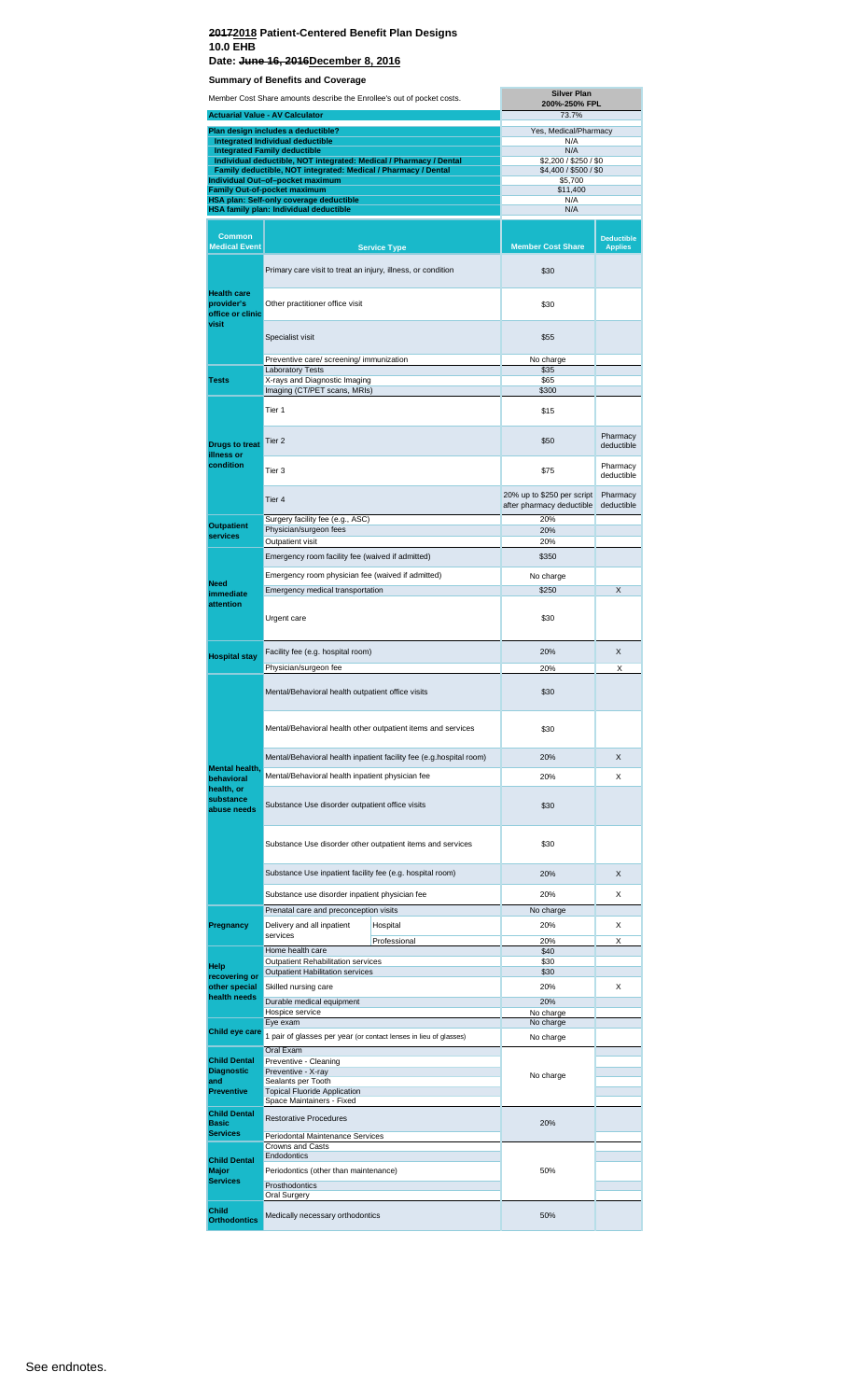# ~~2017~~2018 Patient-Centered Benefit Plan Designs

## 10.0 EHB

## Date: ~~June 16, 2016~~December 8, 2016

### Summary of Benefits and Coverage

| Member Cost Share amounts describe the Enrollee's out of pocket costs. | Silver Plan 200%-250% FPL |
|---|---|
| **Actuarial Value - AV Calculator** | 73.7% |
| **Plan design includes a deductible?** | Yes, Medical/Pharmacy |
| **Integrated Individual deductible** | N/A |
| **Integrated Family deductible** | N/A |
| **Individual deductible, NOT integrated: Medical / Pharmacy / Dental** | $2,200 / $250 / $0 |
| **Family deductible, NOT integrated: Medical / Pharmacy / Dental** | $4,400 / $500 / $0 |
| **Individual Out-of-pocket maximum** | $5,700 |
| **Family Out-of-pocket maximum** | $11,400 |
| **HSA plan: Self-only coverage deductible** | N/A |
| **HSA family plan: Individual deductible** | N/A |

| Common Medical Event | Service Type | | Member Cost Share | Deductible Applies |
|---|---|---|---|---|
| Health care provider's office or clinic visit | Primary care visit to treat an injury, illness, or condition | | $30 | |
| | Other practitioner office visit | | $30 | |
| | Specialist visit | | $55 | |
| | Preventive care/ screening/ immunization | | No charge | |
| Tests | Laboratory Tests | | $35 | |
| | X-rays and Diagnostic Imaging | | $65 | |
| | Imaging (CT/PET scans, MRIs) | | $300 | |
| Drugs to treat illness or condition | Tier 1 | | $15 | |
| | Tier 2 | | $50 | Pharmacy deductible |
| | Tier 3 | | $75 | Pharmacy deductible |
| | Tier 4 | | 20% up to $250 per script after pharmacy deductible | Pharmacy deductible |
| Outpatient services | Surgery facility fee (e.g., ASC) | | 20% | |
| | Physician/surgeon fees | | 20% | |
| | Outpatient visit | | 20% | |
| Need immediate attention | Emergency room facility fee (waived if admitted) | | $350 | |
| | Emergency room physician fee (waived if admitted) | | No charge | |
| | Emergency medical transportation | | $250 | X |
| | Urgent care | | $30 | |
| Hospital stay | Facility fee (e.g. hospital room) | | 20% | X |
| | Physician/surgeon fee | | 20% | X |
| Mental health, behavioral health, or substance abuse needs | Mental/Behavioral health outpatient office visits | | $30 | |
| | Mental/Behavioral health other outpatient items and services | | $30 | |
| | Mental/Behavioral health inpatient facility fee (e.g.hospital room) | | 20% | X |
| | Mental/Behavioral health inpatient physician fee | | 20% | X |
| | Substance Use disorder outpatient office visits | | $30 | |
| | Substance Use disorder other outpatient items and services | | $30 | |
| | Substance Use inpatient facility fee (e.g. hospital room) | | 20% | X |
| | Substance use disorder inpatient physician fee | | 20% | X |
| Pregnancy | Prenatal care and preconception visits | | No charge | |
| | Delivery and all inpatient services | Hospital | 20% | X |
| | | Professional | 20% | X |
| Help recovering or other special health needs | Home health care | | $40 | |
| | Outpatient Rehabilitation services | | $30 | |
| | Outpatient Habilitation services | | $30 | |
| | Skilled nursing care | | 20% | X |
| | Durable medical equipment | | 20% | |
| | Hospice service | | No charge | |
| Child eye care | Eye exam | | No charge | |
| | 1 pair of glasses per year (or contact lenses in lieu of glasses) | | No charge | |
| Child Dental Diagnostic and Preventive | Oral Exam | | No charge | |
| | Preventive - Cleaning | | | |
| | Preventive - X-ray | | | |
| | Sealants per Tooth | | | |
| | Topical Fluoride Application | | | |
| | Space Maintainers - Fixed | | | |
| Child Dental Basic Services | Restorative Procedures | | 20% | |
| | Periodontal Maintenance Services | | | |
| Child Dental Major Services | Crowns and Casts | | 50% | |
| | Endodontics | | | |
| | Periodontics (other than maintenance) | | | |
| | Prosthodontics | | | |
| | Oral Surgery | | | |
| Child Orthodontics | Medically necessary orthodontics | | 50% | |

See endnotes.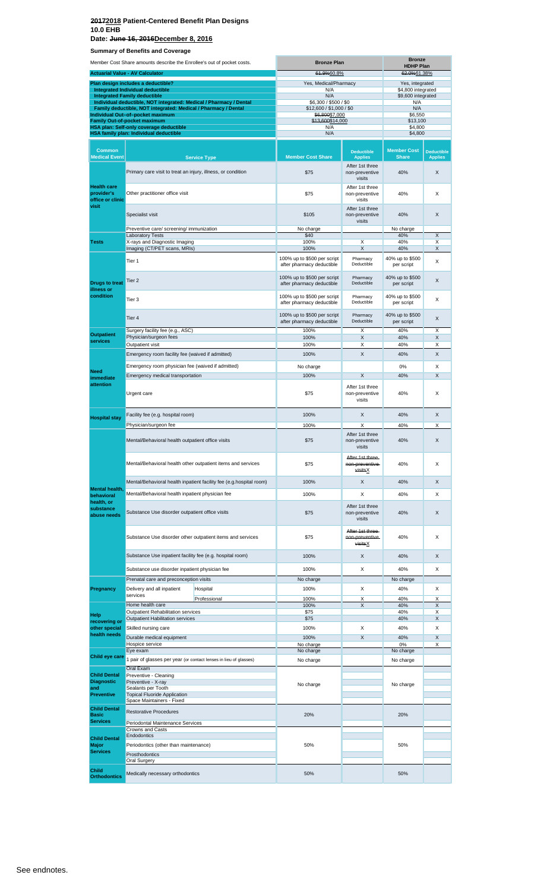# ~~2017~~2018 Patient-Centered Benefit Plan Designs

## 10.0 EHB

## Date: ~~June 16, 2016~~December 8, 2016

### Summary of Benefits and Coverage

| Member Cost Share amounts describe the Enrollee's out of pocket costs. | Bronze Plan | Bronze HDHP Plan |
|---|---|---|
| **Actuarial Value - AV Calculator** | ~~61.9%~~60.8% | ~~62.0%~~61.38% |
| **Plan design includes a deductible?** | Yes, Medical/Pharmacy | Yes, integrated |
| **Integrated Individual deductible** | N/A | $4,800 integrated |
| **Integrated Family deductible** | N/A | $9,600 integrated |
| **Individual deductible, NOT integrated: Medical / Pharmacy / Dental** | $6,300 / $500 / $0 | N/A |
| **Family deductible, NOT integrated: Medical / Pharmacy / Dental** | $12,600 / $1,000 / $0 | N/A |
| **Individual Out–of–pocket maximum** | ~~$6,800~~$7,000 | $6,550 |
| **Family Out-of-pocket maximum** | ~~$13,600~~$14,000 | $13,100 |
| **HSA plan: Self-only coverage deductible** | N/A | $4,800 |
| **HSA family plan: Individual deductible** | N/A | $4,800 |

| Common Medical Event | Service Type | | Member Cost Share | Deductible Applies | Member Cost Share | Deductible Applies |
|---|---|---|---|---|---|---|
| Health care provider's office or clinic visit | Primary care visit to treat an injury, illness, or condition | | $75 | After 1st three non-preventive visits | 40% | X |
| | Other practitioner office visit | | $75 | After 1st three non-preventive visits | 40% | X |
| | Specialist visit | | $105 | After 1st three non-preventive visits | 40% | X |
| | Preventive care/ screening/ immunization | | No charge | | No charge | |
| Tests | Laboratory Tests | | $40 | | 40% | X |
| | X-rays and Diagnostic Imaging | | 100% | X | 40% | X |
| | Imaging (CT/PET scans, MRIs) | | 100% | X | 40% | X |
| Drugs to treat illness or condition | Tier 1 | | 100% up to $500 per script after pharmacy deductible | Pharmacy Deductible | 40% up to $500 per script | X |
| | Tier 2 | | 100% up to $500 per script after pharmacy deductible | Pharmacy Deductible | 40% up to $500 per script | X |
| | Tier 3 | | 100% up to $500 per script after pharmacy deductible | Pharmacy Deductible | 40% up to $500 per script | X |
| | Tier 4 | | 100% up to $500 per script after pharmacy deductible | Pharmacy Deductible | 40% up to $500 per script | X |
| Outpatient services | Surgery facility fee (e.g., ASC) | | 100% | X | 40% | X |
| | Physician/surgeon fees | | 100% | X | 40% | X |
| | Outpatient visit | | 100% | X | 40% | X |
| Need immediate attention | Emergency room facility fee (waived if admitted) | | 100% | X | 40% | X |
| | Emergency room physician fee (waived if admitted) | | No charge | | 0% | X |
| | Emergency medical transportation | | 100% | X | 40% | X |
| | Urgent care | | $75 | After 1st three non-preventive visits | 40% | X |
| Hospital stay | Facility fee (e.g. hospital room) | | 100% | X | 40% | X |
| | Physician/surgeon fee | | 100% | X | 40% | X |
| Mental health, behavioral health, or substance abuse needs | Mental/Behavioral health outpatient office visits | | $75 | After 1st three non-preventive visits | 40% | X |
| | Mental/Behavioral health other outpatient items and services | | $75 | ~~After 1st three non-preventive visits~~X | 40% | X |
| | Mental/Behavioral health inpatient facility fee (e.g.hospital room) | | 100% | X | 40% | X |
| | Mental/Behavioral health inpatient physician fee | | 100% | X | 40% | X |
| | Substance Use disorder outpatient office visits | | $75 | After 1st three non-preventive visits | 40% | X |
| | Substance Use disorder other outpatient items and services | | $75 | ~~After 1st three non-preventive visits~~X | 40% | X |
| | Substance Use inpatient facility fee (e.g. hospital room) | | 100% | X | 40% | X |
| | Substance use disorder inpatient physician fee | | 100% | X | 40% | X |
| Pregnancy | Prenatal care and preconception visits | | No charge | | No charge | |
| | Delivery and all inpatient services | Hospital | 100% | X | 40% | X |
| | | Professional | 100% | X | 40% | X |
| Help recovering or other special health needs | Home health care | | 100% | X | 40% | X |
| | Outpatient Rehabilitation services | | $75 | | 40% | X |
| | Outpatient Habilitation services | | $75 | | 40% | X |
| | Skilled nursing care | | 100% | X | 40% | X |
| | Durable medical equipment | | 100% | X | 40% | X |
| | Hospice service | | No charge | | 0% | X |
| Child eye care | Eye exam | | No charge | | No charge | |
| | 1 pair of glasses per year (or contact lenses in lieu of glasses) | | No charge | | No charge | |
| Child Dental Diagnostic and Preventive | Oral Exam | | No charge | | No charge | |
| | Preventive - Cleaning | | | | | |
| | Preventive - X-ray | | | | | |
| | Sealants per Tooth | | | | | |
| | Topical Fluoride Application | | | | | |
| | Space Maintainers - Fixed | | | | | |
| Child Dental Basic Services | Restorative Procedures | | 20% | | 20% | |
| | Periodontal Maintenance Services | | | | | |
| Child Dental Major Services | Crowns and Casts | | 50% | | 50% | |
| | Endodontics | | | | | |
| | Periodontics (other than maintenance) | | | | | |
| | Prosthodontics | | | | | |
| | Oral Surgery | | | | | |
| Child Orthodontics | Medically necessary orthodontics | | 50% | | 50% | |

See endnotes.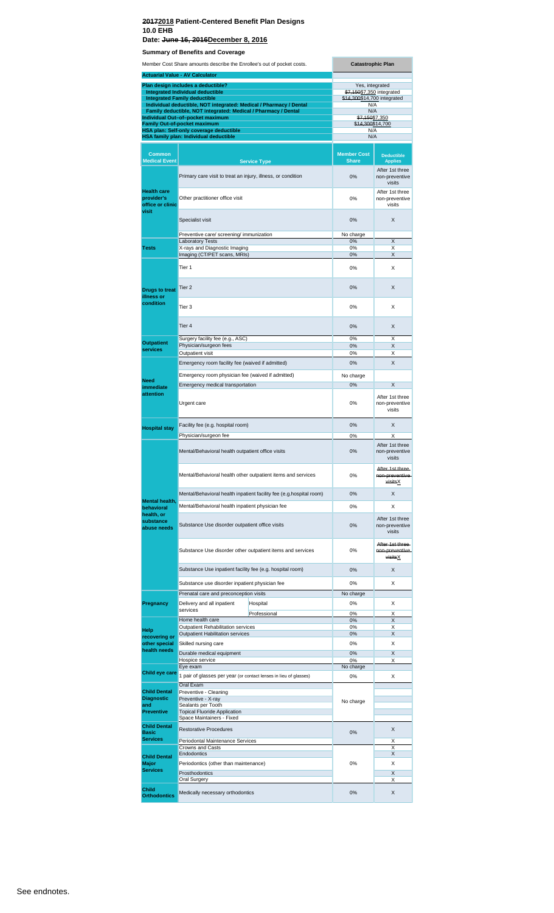## 20172018 Patient-Centered Benefit Plan Designs
## 10.0 EHB
## Date: June 16, 2016December 8, 2016

**Summary of Benefits and Coverage**

| Member Cost Share amounts describe the Enrollee's out of pocket costs. | Catastrophic Plan |
|---|---|
| **Actuarial Value - AV Calculator** | |
| **Plan design includes a deductible?** | Yes, integrated |
| **Integrated Individual deductible** | $7,150$7,350 integrated |
| **Integrated Family deductible** | $14,300$14,700 integrated |
| **Individual deductible, NOT integrated: Medical / Pharmacy / Dental** | N/A |
| **Family deductible, NOT integrated: Medical / Pharmacy / Dental** | N/A |
| **Individual Out-of-pocket maximum** | $7,150$7,350 |
| **Family Out-of-pocket maximum** | $14,300$14,700 |
| **HSA plan: Self-only coverage deductible** | N/A |
| **HSA family plan: Individual deductible** | N/A |

| Common Medical Event | Service Type | | Member Cost Share | Deductible Applies |
|---|---|---|---|---|
| Health care provider's office or clinic visit | Primary care visit to treat an injury, illness, or condition | | 0% | After 1st three non-preventive visits |
| | Other practitioner office visit | | 0% | After 1st three non-preventive visits |
| | Specialist visit | | 0% | X |
| | Preventive care/ screening/ immunization | | No charge | |
| Tests | Laboratory Tests | | 0% | X |
| | X-rays and Diagnostic Imaging | | 0% | X |
| | Imaging (CT/PET scans, MRIs) | | 0% | X |
| Drugs to treat illness or condition | Tier 1 | | 0% | X |
| | Tier 2 | | 0% | X |
| | Tier 3 | | 0% | X |
| | Tier 4 | | 0% | X |
| Outpatient services | Surgery facility fee (e.g., ASC) | | 0% | X |
| | Physician/surgeon fees | | 0% | X |
| | Outpatient visit | | 0% | X |
| Need immediate attention | Emergency room facility fee (waived if admitted) | | 0% | X |
| | Emergency room physician fee (waived if admitted) | | No charge | |
| | Emergency medical transportation | | 0% | X |
| | Urgent care | | 0% | After 1st three non-preventive visits |
| Hospital stay | Facility fee (e.g. hospital room) | | 0% | X |
| | Physician/surgeon fee | | 0% | X |
| Mental health, behavioral health, or substance abuse needs | Mental/Behavioral health outpatient office visits | | 0% | After 1st three non-preventive visits |
| | Mental/Behavioral health other outpatient items and services | | 0% | ~~After 1st three non-preventive visits~~X |
| | Mental/Behavioral health inpatient facility fee (e.g.hospital room) | | 0% | X |
| | Mental/Behavioral health inpatient physician fee | | 0% | X |
| | Substance Use disorder outpatient office visits | | 0% | After 1st three non-preventive visits |
| | Substance Use disorder other outpatient items and services | | 0% | ~~After 1st three non-preventive visits~~X |
| | Substance Use inpatient facility fee (e.g. hospital room) | | 0% | X |
| | Substance use disorder inpatient physician fee | | 0% | X |
| Pregnancy | Prenatal care and preconception visits | | No charge | |
| | Delivery and all inpatient services | Hospital | 0% | X |
| | | Professional | 0% | X |
| Help recovering or other special health needs | Home health care | | 0% | X |
| | Outpatient Rehabilitation services | | 0% | X |
| | Outpatient Habilitation services | | 0% | X |
| | Skilled nursing care | | 0% | X |
| | Durable medical equipment | | 0% | X |
| | Hospice service | | 0% | X |
| Child eye care | Eye exam | | No charge | |
| | 1 pair of glasses per year (or contact lenses in lieu of glasses) | | 0% | X |
| Child Dental Diagnostic and Preventive | Oral Exam | | No charge | |
| | Preventive - Cleaning | | | |
| | Preventive - X-ray | | | |
| | Sealants per Tooth | | | |
| | Topical Fluoride Application | | | |
| | Space Maintainers - Fixed | | | |
| Child Dental Basic Services | Restorative Procedures | | 0% | X |
| | Periodontal Maintenance Services | | | X |
| Child Dental Major Services | Crowns and Casts | | 0% | X |
| | Endodontics | | | X |
| | Periodontics (other than maintenance) | | | X |
| | Prosthodontics | | | X |
| | Oral Surgery | | | X |
| Child Orthodontics | Medically necessary orthodontics | | 0% | X |

See endnotes.